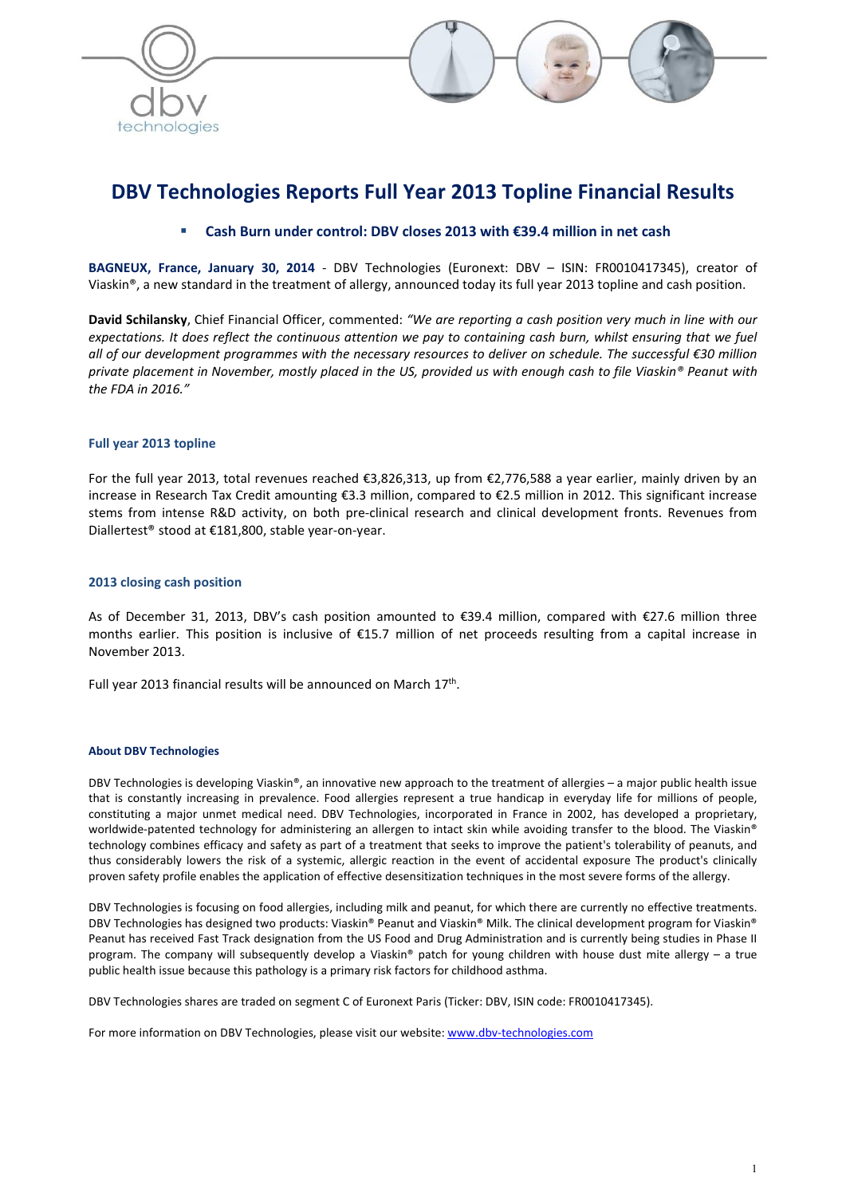# DBV Technologies Reports Full Year 2013 Topline Financial Results

- **Cash Burn under control: DBV closes 2013 with €39.4 million in net cash**

**BAGNEUX, France, January 30, 2014** - DBV Technologies (Euronext: DBV – ISIN: FR0010417345), creator of Viaskin®, a new standard in the treatment of allergy, announced today its full year 2013 topline and cash position.

**David Schilansky**, Chief Financial Officer, commented: *"We are reporting a cash position very much in line with our expectations. It does reflect the continuous attention we pay to containing cash burn, whilst ensuring that we fuel all of our development programmes with the necessary resources to deliver on schedule. The successful €30 million private placement in November, mostly placed in the US, provided us with enough cash to file Viaskin® Peanut with the FDA in 2016."*

### Full year 2013 topline

For the full year 2013, total revenues reached €3,826,313, up from €2,776,588 a year earlier, mainly driven by an increase in Research Tax Credit amounting €3.3 million, compared to €2.5 million in 2012. This significant increase stems from intense R&D activity, on both pre-clinical research and clinical development fronts. Revenues from Diallertest® stood at €181,800, stable year-on-year.

### 2013 closing cash position

As of December 31, 2013, DBV's cash position amounted to €39.4 million, compared with €27.6 million three months earlier. This position is inclusive of €15.7 million of net proceeds resulting from a capital increase in November 2013.

Full year 2013 financial results will be announced on March 17th.

#### About DBV Technologies

DBV Technologies is developing Viaskin®, an innovative new approach to the treatment of allergies – a major public health issue that is constantly increasing in prevalence. Food allergies represent a true handicap in everyday life for millions of people, constituting a major unmet medical need. DBV Technologies, incorporated in France in 2002, has developed a proprietary, worldwide-patented technology for administering an allergen to intact skin while avoiding transfer to the blood. The Viaskin® technology combines efficacy and safety as part of a treatment that seeks to improve the patient's tolerability of peanuts, and thus considerably lowers the risk of a systemic, allergic reaction in the event of accidental exposure The product's clinically proven safety profile enables the application of effective desensitization techniques in the most severe forms of the allergy.

DBV Technologies is focusing on food allergies, including milk and peanut, for which there are currently no effective treatments. DBV Technologies has designed two products: Viaskin® Peanut and Viaskin® Milk. The clinical development program for Viaskin® Peanut has received Fast Track designation from the US Food and Drug Administration and is currently being studies in Phase II program. The company will subsequently develop a Viaskin® patch for young children with house dust mite allergy – a true public health issue because this pathology is a primary risk factors for childhood asthma.

DBV Technologies shares are traded on segment C of Euronext Paris (Ticker: DBV, ISIN code: FR0010417345).

For more information on DBV Technologies, please visit our website: [www.dbv-technologies.com](http://www.dbv-technologies.com)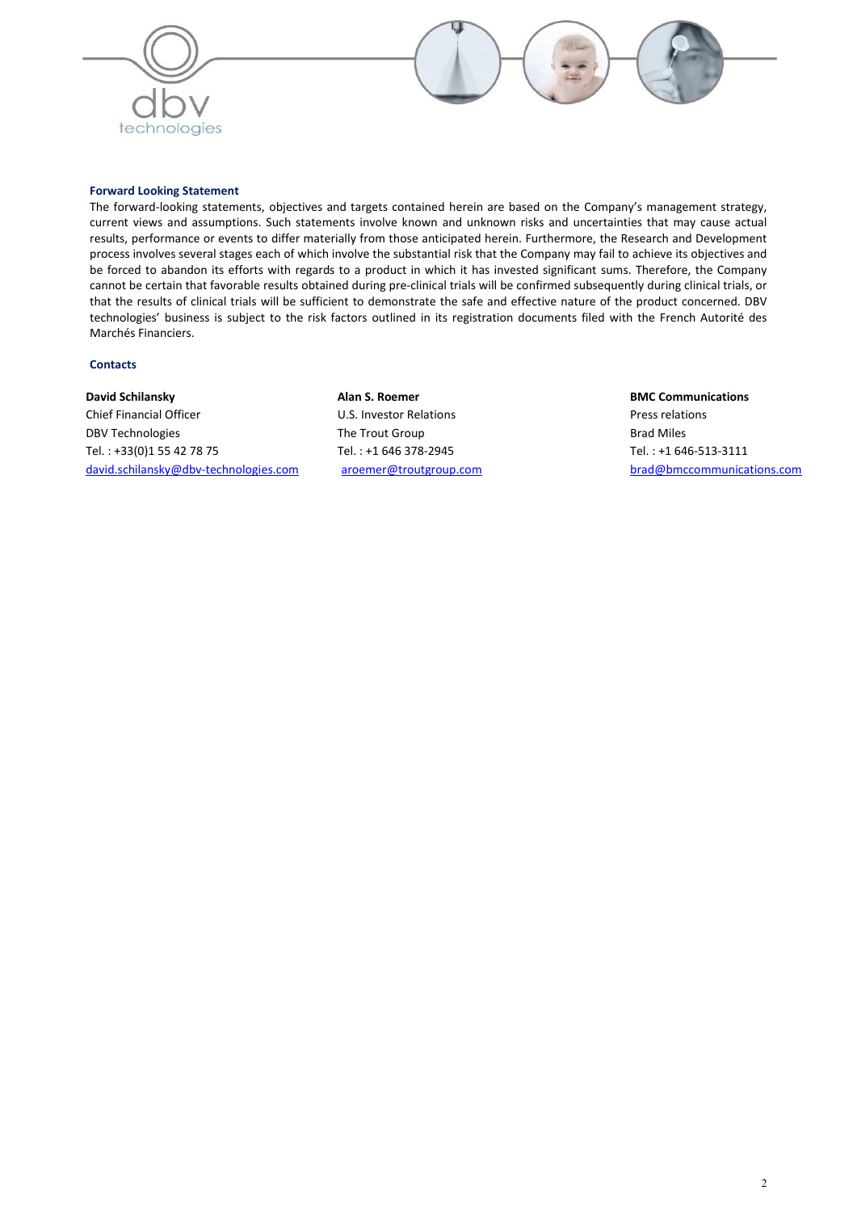**Forward Looking Statement**

The forward-looking statements, objectives and targets contained herein are based on the Company's management strategy, current views and assumptions. Such statements involve known and unknown risks and uncertainties that may cause actual results, performance or events to differ materially from those anticipated herein. Furthermore, the Research and Development process involves several stages each of which involve the substantial risk that the Company may fail to achieve its objectives and be forced to abandon its efforts with regards to a product in which it has invested significant sums. Therefore, the Company cannot be certain that favorable results obtained during pre-clinical trials will be confirmed subsequently during clinical trials, or that the results of clinical trials will be sufficient to demonstrate the safe and effective nature of the product concerned. DBV technologies' business is subject to the risk factors outlined in its registration documents filed with the French Autorité des Marchés Financiers.

**Contacts**

**David Schilansky**
Chief Financial Officer
DBV Technologies
Tel. : +33(0)1 55 42 78 75
david.schilansky@dbv-technologies.com

**Alan S. Roemer**
U.S. Investor Relations
The Trout Group
Tel. : +1 646 378-2945
aroemer@troutgroup.com

**BMC Communications**
Press relations
Brad Miles
Tel. : +1 646-513-3111
brad@bmccommunications.com